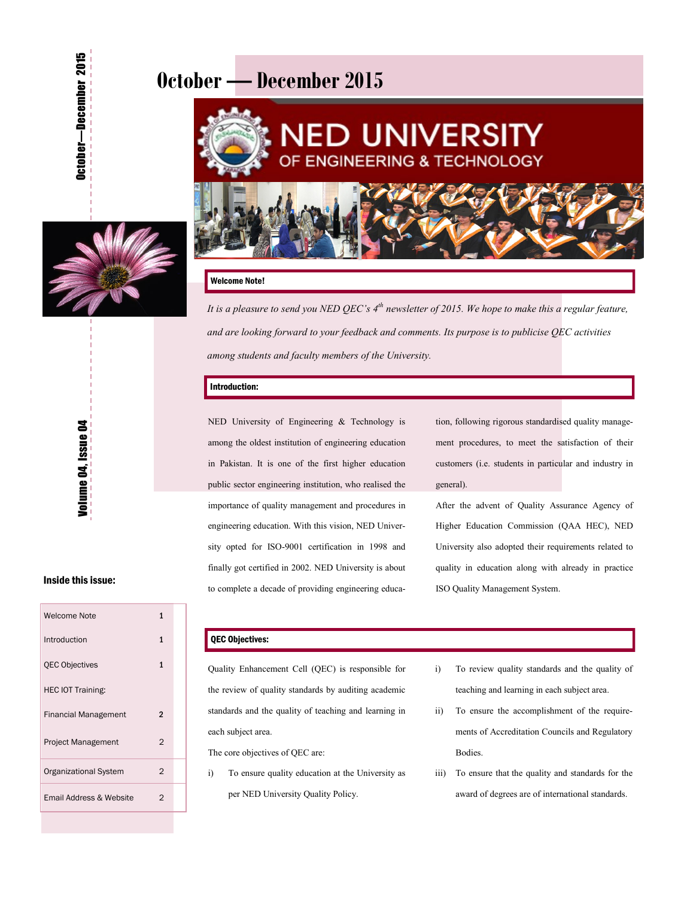# October — December 2015

# NED UNIVERSITY OF ENGINEERING & TECHNOLOGY

## Welcome Note!

*It is a pleasure to send you NED QEC's 4th newsletter of 2015. We hope to make this a regular feature, and are looking forward to your feedback and comments. Its purpose is to publicise QEC activities among students and faculty members of the University.*

## Introduction:

NED University of Engineering & Technology is among the oldest institution of engineering education in Pakistan. It is one of the first higher education public sector engineering institution, who realised the importance of quality management and procedures in engineering education. With this vision, NED University opted for ISO-9001 certification in 1998 and finally got certified in 2002. NED University is about to complete a decade of providing engineering education, following rigorous standardised quality management procedures, to meet the satisfaction of their customers (i.e. students in particular and industry in general).

After the advent of Quality Assurance Agency of Higher Education Commission (QAA HEC), NED University also adopted their requirements related to quality in education along with already in practice ISO Quality Management System.

## QEC Objectives:

Quality Enhancement Cell (QEC) is responsible for the review of quality standards by auditing academic standards and the quality of teaching and learning in each subject area.

The core objectives of QEC are:

i) To ensure quality education at the University as per NED University Quality Policy.

i) To review quality standards and the quality of teaching and learning in each subject area.

ii) To ensure the accomplishment of the requirements of Accreditation Councils and Regulatory Bodies.

iii) To ensure that the quality and standards for the award of degrees are of international standards.

### Inside this issue:

| | |
|---|---|
| Welcome Note | 1 |
| Introduction | 1 |
| QEC Objectives | 1 |
| HEC IOT Training: | |
| Financial Management | 2 |
| Project Management | 2 |
| Organizational System | 2 |
| Email Address & Website | 2 |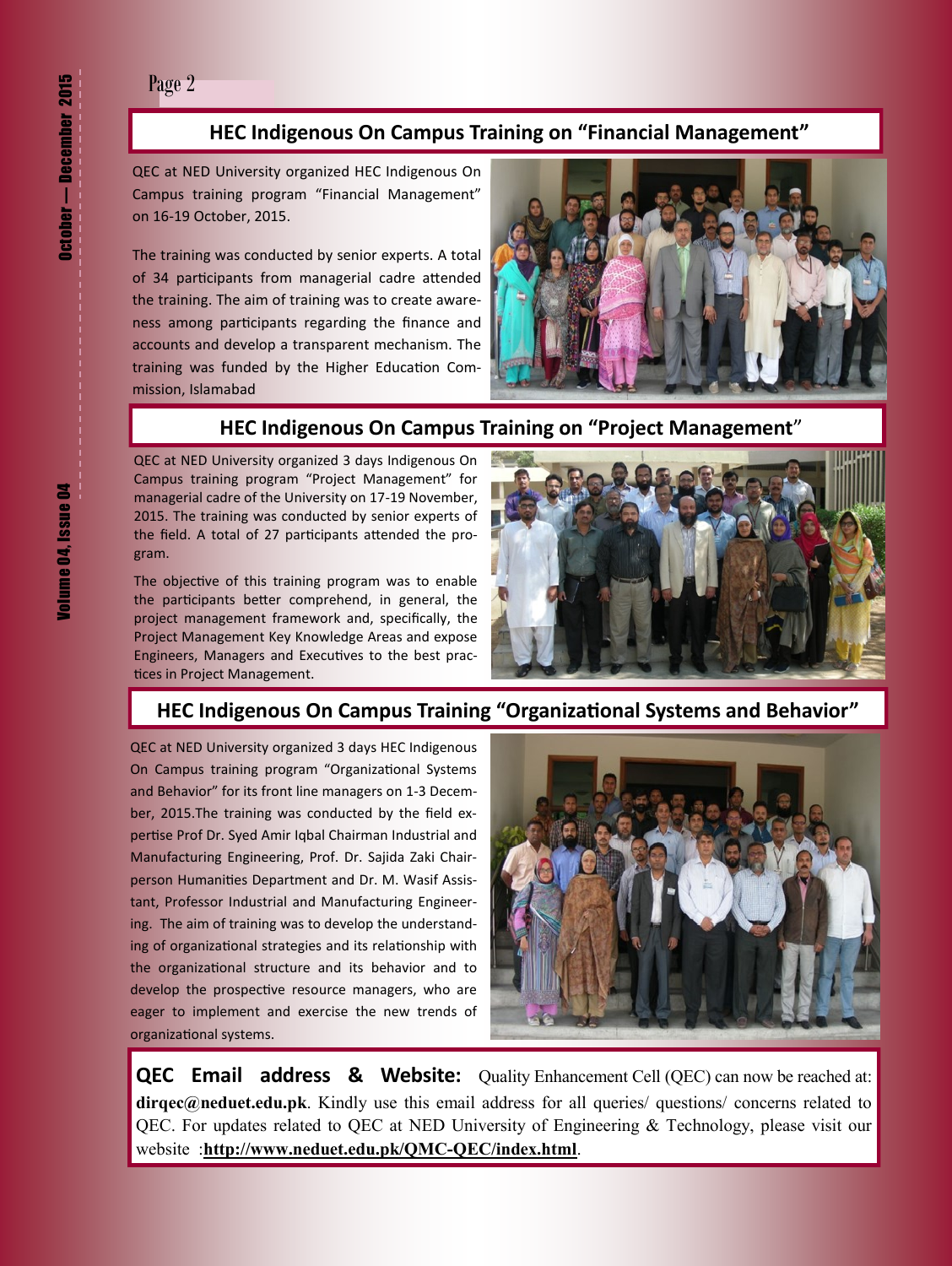## HEC Indigenous On Campus Training on "Financial Management"

QEC at NED University organized HEC Indigenous On Campus training program "Financial Management" on 16-19 October, 2015.

The training was conducted by senior experts. A total of 34 participants from managerial cadre attended the training. The aim of training was to create awareness among participants regarding the finance and accounts and develop a transparent mechanism. The training was funded by the Higher Education Commission, Islamabad

## HEC Indigenous On Campus Training on "Project Management"

QEC at NED University organized 3 days Indigenous On Campus training program "Project Management" for managerial cadre of the University on 17-19 November, 2015. The training was conducted by senior experts of the field. A total of 27 participants attended the program.

The objective of this training program was to enable the participants better comprehend, in general, the project management framework and, specifically, the Project Management Key Knowledge Areas and expose Engineers, Managers and Executives to the best practices in Project Management.

## HEC Indigenous On Campus Training "Organizational Systems and Behavior"

QEC at NED University organized 3 days HEC Indigenous On Campus training program "Organizational Systems and Behavior" for its front line managers on 1-3 December, 2015.The training was conducted by the field expertise Prof Dr. Syed Amir Iqbal Chairman Industrial and Manufacturing Engineering, Prof. Dr. Sajida Zaki Chairperson Humanities Department and Dr. M. Wasif Assistant, Professor Industrial and Manufacturing Engineering. The aim of training was to develop the understanding of organizational strategies and its relationship with the organizational structure and its behavior and to develop the prospective resource managers, who are eager to implement and exercise the new trends of organizational systems.

**QEC Email address & Website:** Quality Enhancement Cell (QEC) can now be reached at: **dirqec@neduet.edu.pk**. Kindly use this email address for all queries/ questions/ concerns related to QEC. For updates related to QEC at NED University of Engineering & Technology, please visit our website :**http://www.neduet.edu.pk/QMC-QEC/index.html**.